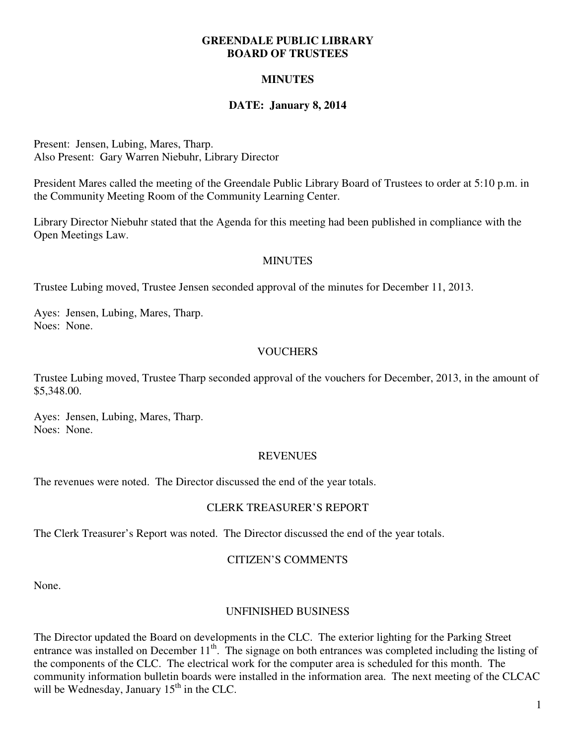# GREENDALE PUBLIC LIBRARY
# BOARD OF TRUSTEES

## MINUTES

## DATE: January 8, 2014

Present: Jensen, Lubing, Mares, Tharp.
Also Present: Gary Warren Niebuhr, Library Director

President Mares called the meeting of the Greendale Public Library Board of Trustees to order at 5:10 p.m. in the Community Meeting Room of the Community Learning Center.

Library Director Niebuhr stated that the Agenda for this meeting had been published in compliance with the Open Meetings Law.

### MINUTES

Trustee Lubing moved, Trustee Jensen seconded approval of the minutes for December 11, 2013.

Ayes: Jensen, Lubing, Mares, Tharp.
Noes: None.

### VOUCHERS

Trustee Lubing moved, Trustee Tharp seconded approval of the vouchers for December, 2013, in the amount of $5,348.00.

Ayes: Jensen, Lubing, Mares, Tharp.
Noes: None.

### REVENUES

The revenues were noted. The Director discussed the end of the year totals.

### CLERK TREASURER'S REPORT

The Clerk Treasurer's Report was noted. The Director discussed the end of the year totals.

### CITIZEN'S COMMENTS

None.

### UNFINISHED BUSINESS

The Director updated the Board on developments in the CLC. The exterior lighting for the Parking Street entrance was installed on December 11th. The signage on both entrances was completed including the listing of the components of the CLC. The electrical work for the computer area is scheduled for this month. The community information bulletin boards were installed in the information area. The next meeting of the CLCAC will be Wednesday, January 15th in the CLC.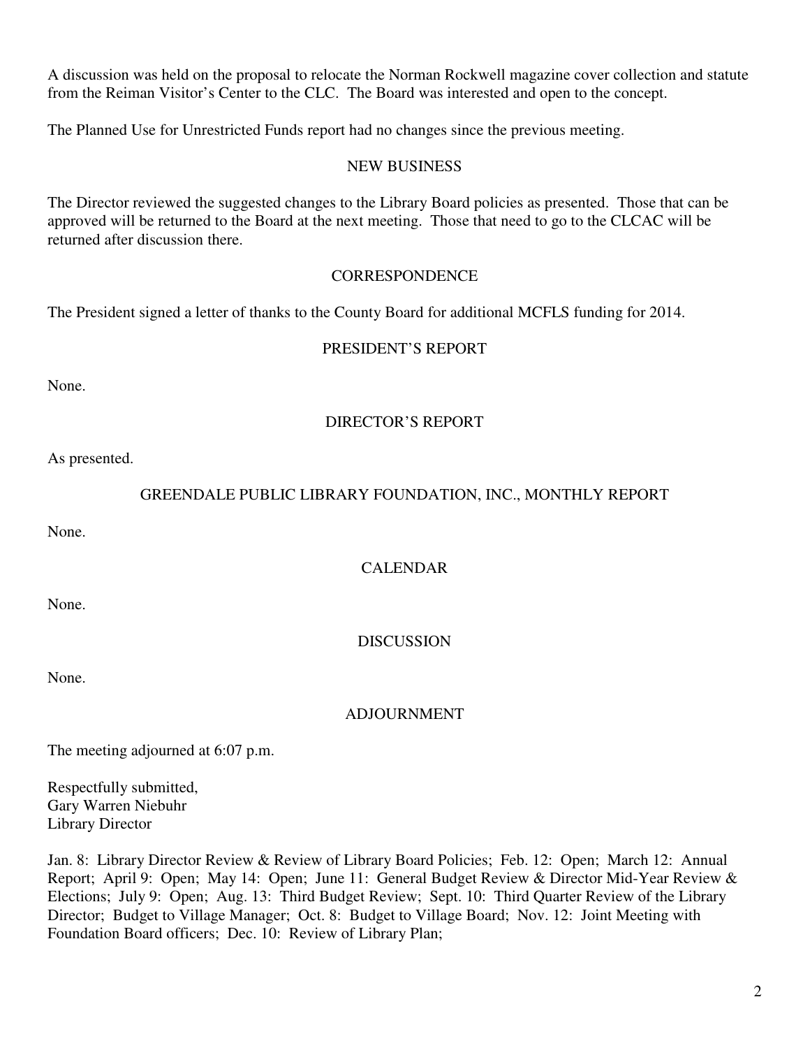A discussion was held on the proposal to relocate the Norman Rockwell magazine cover collection and statute from the Reiman Visitor's Center to the CLC. The Board was interested and open to the concept.

The Planned Use for Unrestricted Funds report had no changes since the previous meeting.

## NEW BUSINESS

The Director reviewed the suggested changes to the Library Board policies as presented. Those that can be approved will be returned to the Board at the next meeting. Those that need to go to the CLCAC will be returned after discussion there.

## CORRESPONDENCE

The President signed a letter of thanks to the County Board for additional MCFLS funding for 2014.

## PRESIDENT'S REPORT

None.

## DIRECTOR'S REPORT

As presented.

## GREENDALE PUBLIC LIBRARY FOUNDATION, INC., MONTHLY REPORT

None.

## CALENDAR

None.

## DISCUSSION

None.

## ADJOURNMENT

The meeting adjourned at 6:07 p.m.

Respectfully submitted,
Gary Warren Niebuhr
Library Director

Jan. 8: Library Director Review & Review of Library Board Policies; Feb. 12: Open; March 12: Annual Report; April 9: Open; May 14: Open; June 11: General Budget Review & Director Mid-Year Review & Elections; July 9: Open; Aug. 13: Third Budget Review; Sept. 10: Third Quarter Review of the Library Director; Budget to Village Manager; Oct. 8: Budget to Village Board; Nov. 12: Joint Meeting with Foundation Board officers; Dec. 10: Review of Library Plan;